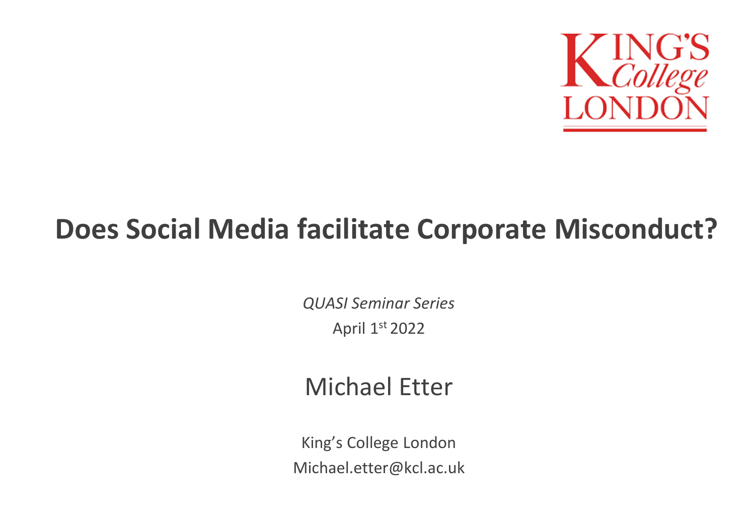KING'S College LONDON

# Does Social Media facilitate Corporate Misconduct?

*QUASI Seminar Series*

April 1st 2022

## Michael Etter

King's College London

Michael.etter@kcl.ac.uk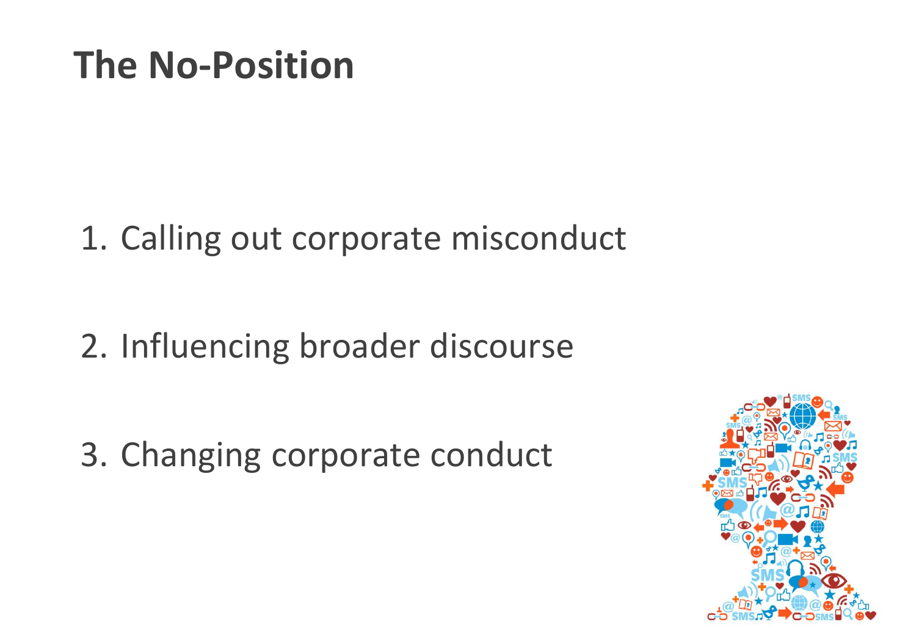# The No-Position

1. Calling out corporate misconduct

2. Influencing broader discourse

3. Changing corporate conduct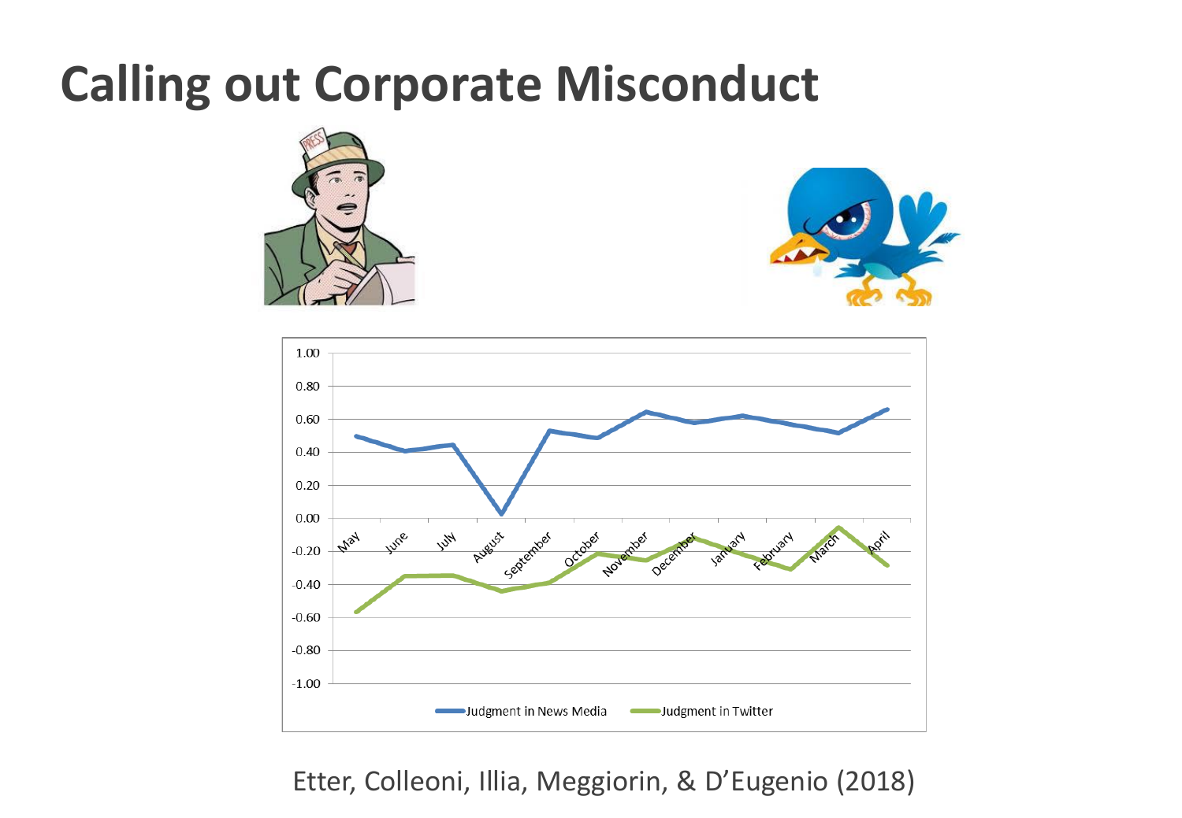# Calling out Corporate Misconduct

Etter, Colleoni, Illia, Meggiorin, & D'Eugenio (2018)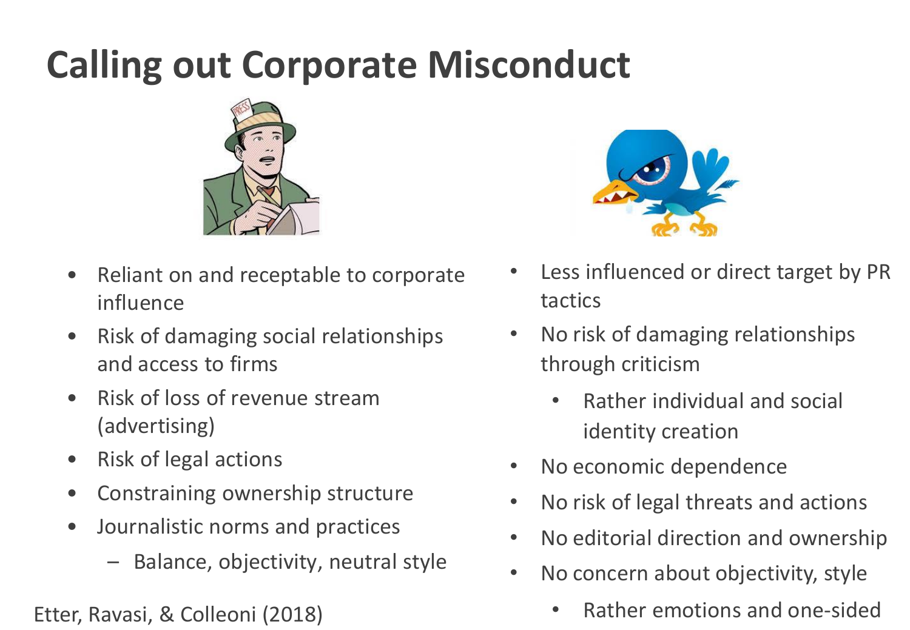# Calling out Corporate Misconduct

- Reliant on and receptable to corporate influence
- Risk of damaging social relationships and access to firms
- Risk of loss of revenue stream (advertising)
- Risk of legal actions
- Constraining ownership structure
- Journalistic norms and practices
  - Balance, objectivity, neutral style

- Less influenced or direct target by PR tactics
- No risk of damaging relationships through criticism
  - Rather individual and social identity creation
- No economic dependence
- No risk of legal threats and actions
- No editorial direction and ownership
- No concern about objectivity, style
  - Rather emotions and one-sided

Etter, Ravasi, & Colleoni (2018)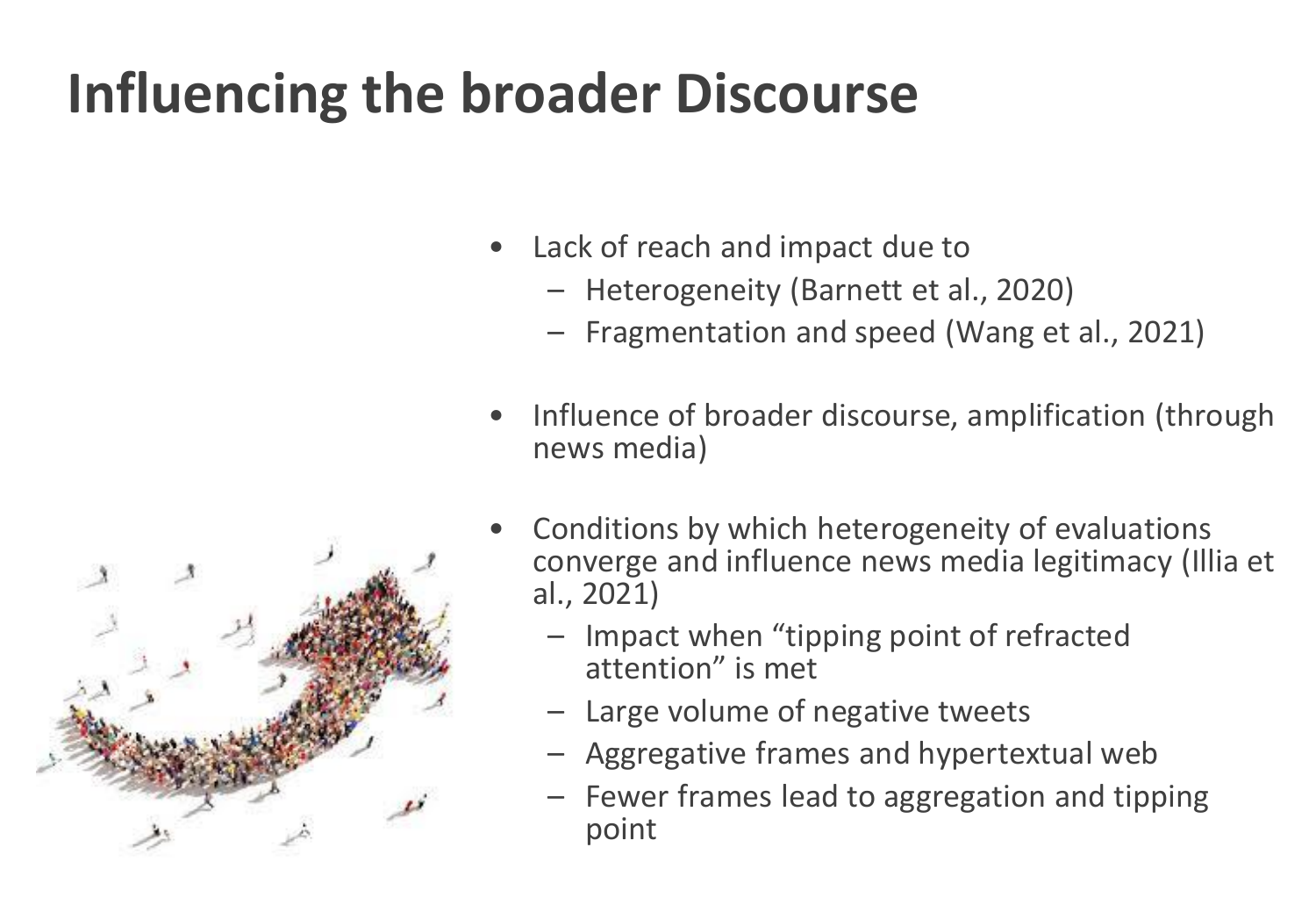# Influencing the broader Discourse

- Lack of reach and impact due to
  - Heterogeneity (Barnett et al., 2020)
  - Fragmentation and speed (Wang et al., 2021)
- Influence of broader discourse, amplification (through news media)
- Conditions by which heterogeneity of evaluations converge and influence news media legitimacy (Illia et al., 2021)
  - Impact when "tipping point of refracted attention" is met
  - Large volume of negative tweets
  - Aggregative frames and hypertextual web
  - Fewer frames lead to aggregation and tipping point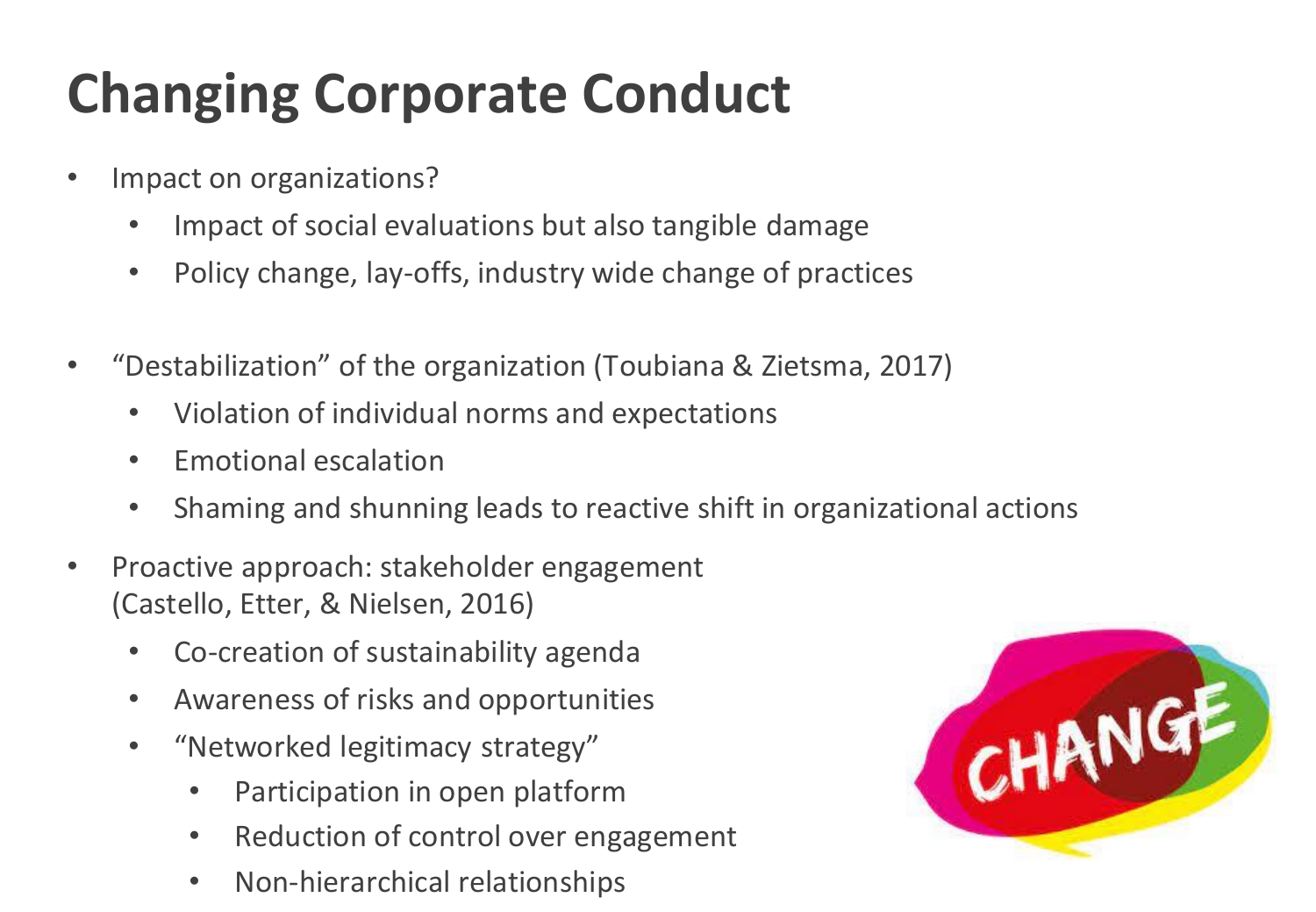# Changing Corporate Conduct

- Impact on organizations?
  - Impact of social evaluations but also tangible damage
  - Policy change, lay-offs, industry wide change of practices

- "Destabilization" of the organization (Toubiana & Zietsma, 2017)
  - Violation of individual norms and expectations
  - Emotional escalation
  - Shaming and shunning leads to reactive shift in organizational actions

- Proactive approach: stakeholder engagement (Castello, Etter, & Nielsen, 2016)
  - Co-creation of sustainability agenda
  - Awareness of risks and opportunities
  - "Networked legitimacy strategy"
    - Participation in open platform
    - Reduction of control over engagement
    - Non-hierarchical relationships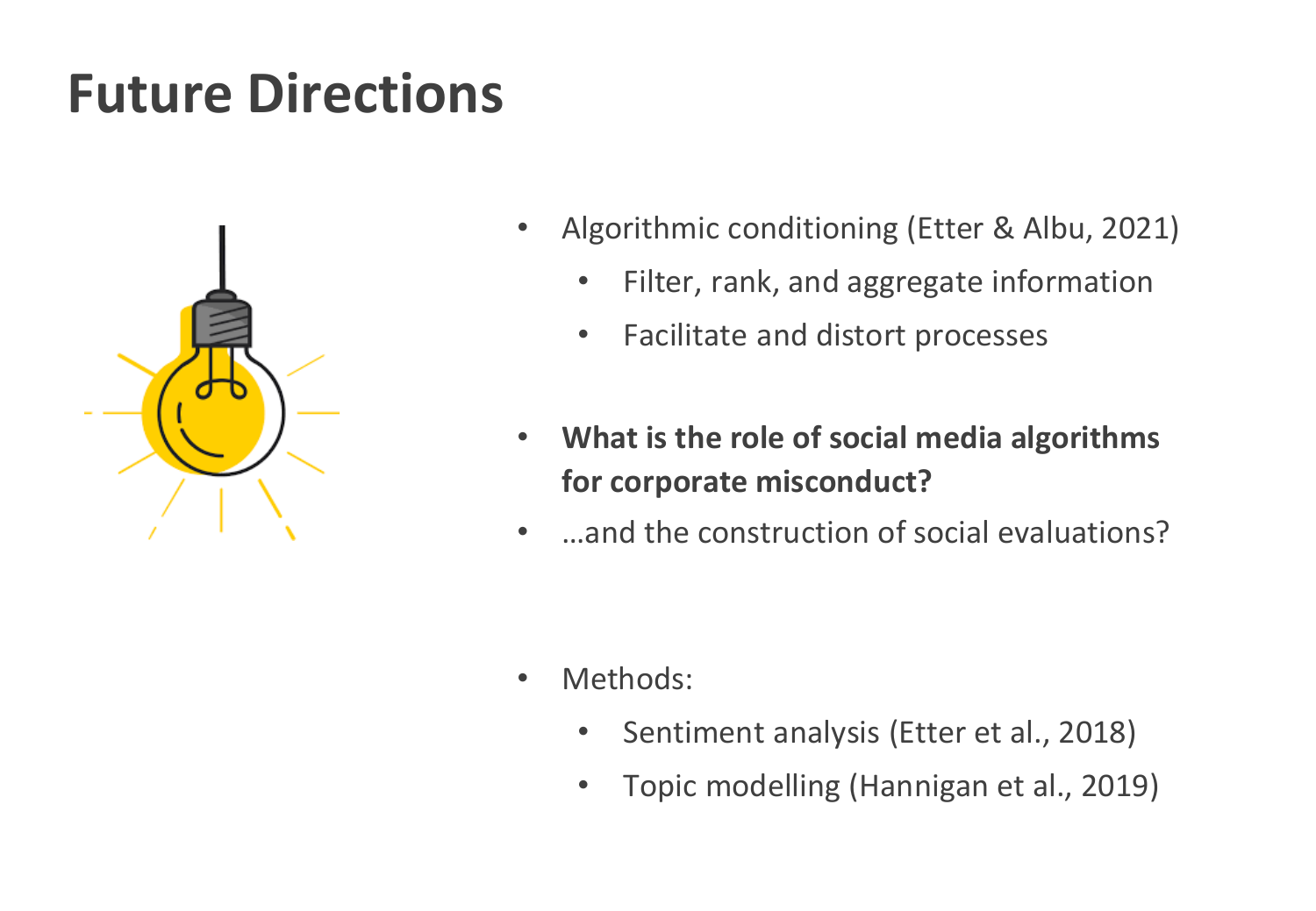# Future Directions

- Algorithmic conditioning (Etter & Albu, 2021)
  - Filter, rank, and aggregate information
  - Facilitate and distort processes

- **What is the role of social media algorithms for corporate misconduct?**
- …and the construction of social evaluations?

- Methods:
  - Sentiment analysis (Etter et al., 2018)
  - Topic modelling (Hannigan et al., 2019)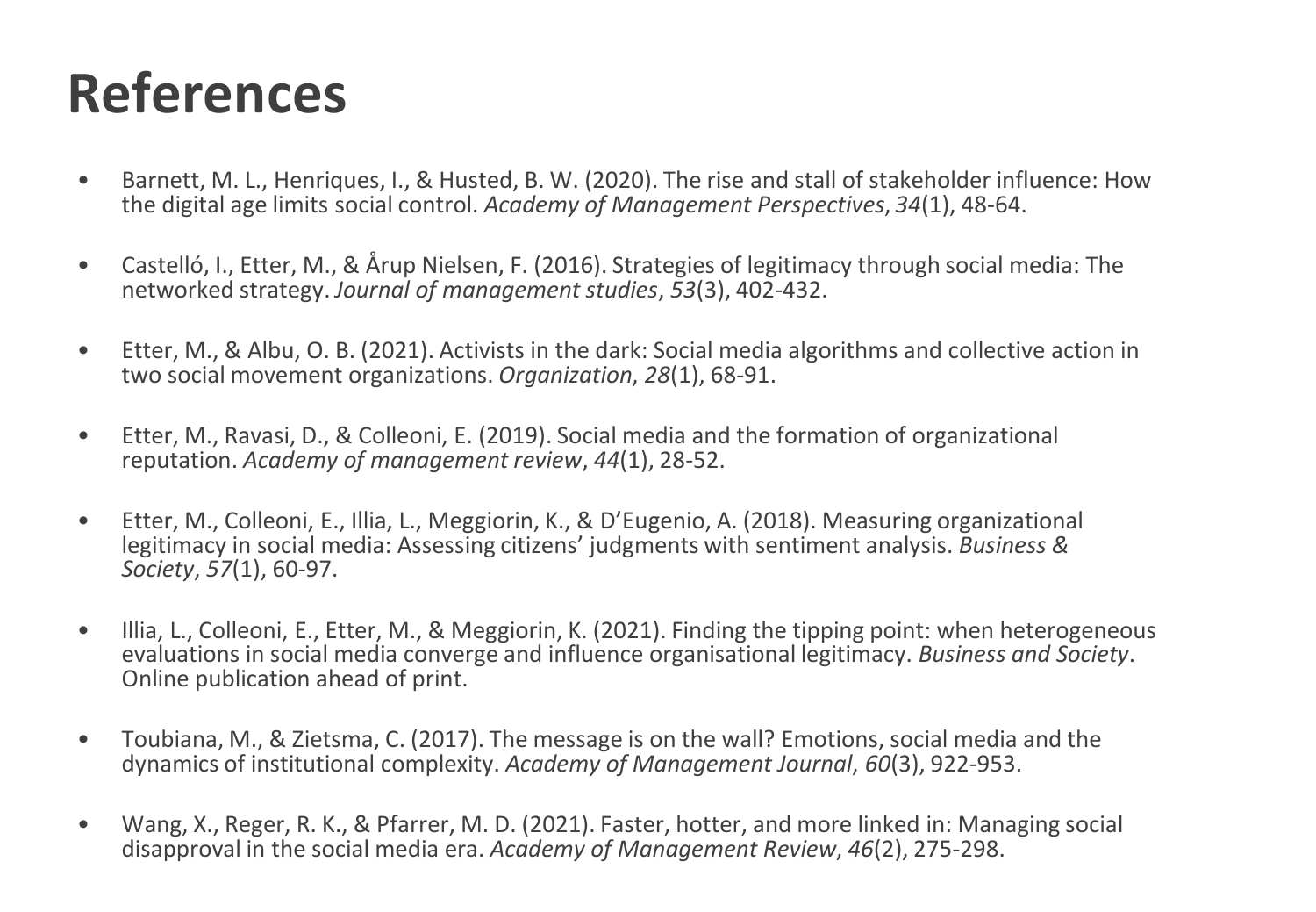# References

- Barnett, M. L., Henriques, I., & Husted, B. W. (2020). The rise and stall of stakeholder influence: How the digital age limits social control. *Academy of Management Perspectives*, *34*(1), 48-64.
- Castelló, I., Etter, M., & Årup Nielsen, F. (2016). Strategies of legitimacy through social media: The networked strategy. *Journal of management studies*, *53*(3), 402-432.
- Etter, M., & Albu, O. B. (2021). Activists in the dark: Social media algorithms and collective action in two social movement organizations. *Organization*, *28*(1), 68-91.
- Etter, M., Ravasi, D., & Colleoni, E. (2019). Social media and the formation of organizational reputation. *Academy of management review*, *44*(1), 28-52.
- Etter, M., Colleoni, E., Illia, L., Meggiorin, K., & D'Eugenio, A. (2018). Measuring organizational legitimacy in social media: Assessing citizens' judgments with sentiment analysis. *Business & Society*, *57*(1), 60-97.
- Illia, L., Colleoni, E., Etter, M., & Meggiorin, K. (2021). Finding the tipping point: when heterogeneous evaluations in social media converge and influence organisational legitimacy. *Business and Society*. Online publication ahead of print.
- Toubiana, M., & Zietsma, C. (2017). The message is on the wall? Emotions, social media and the dynamics of institutional complexity. *Academy of Management Journal*, *60*(3), 922-953.
- Wang, X., Reger, R. K., & Pfarrer, M. D. (2021). Faster, hotter, and more linked in: Managing social disapproval in the social media era. *Academy of Management Review*, *46*(2), 275-298.